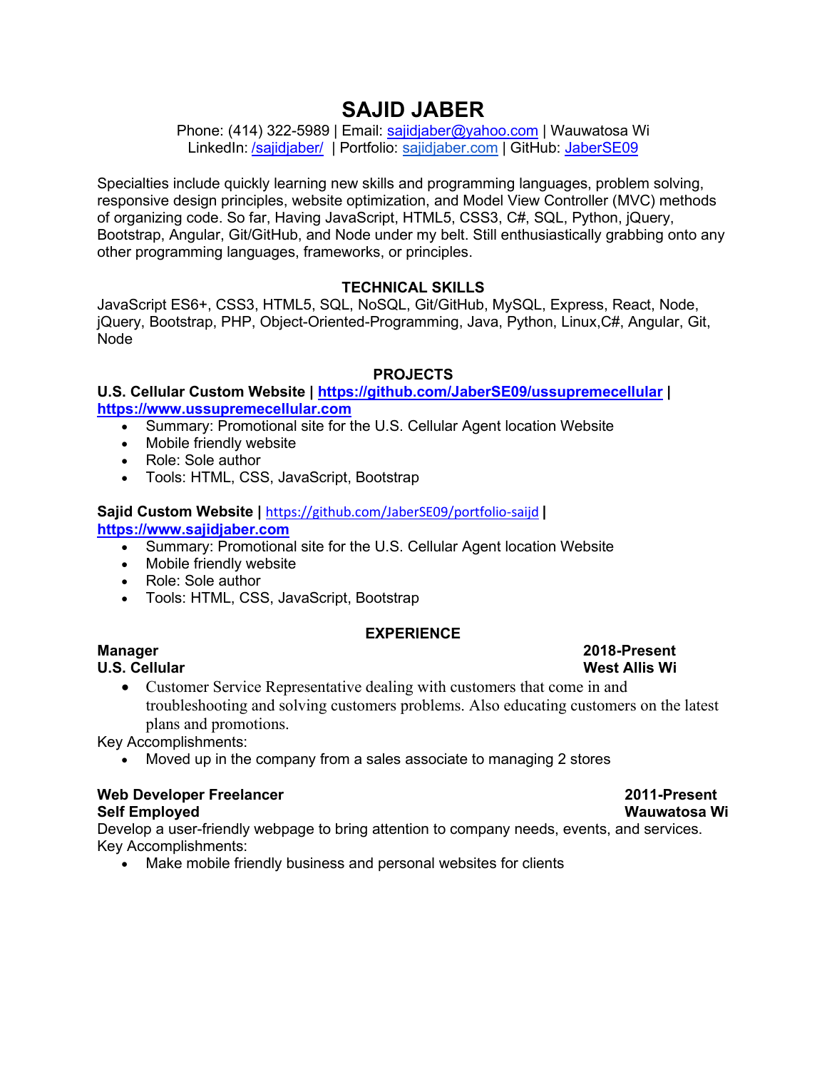# SAJID JABER

Phone: (414) 322-5989 | Email: sajidjaber@yahoo.com | Wauwatosa Wi
LinkedIn: /sajidjaber/ | Portfolio: sajidjaber.com | GitHub: JaberSE09

Specialties include quickly learning new skills and programming languages, problem solving, responsive design principles, website optimization, and Model View Controller (MVC) methods of organizing code. So far, Having JavaScript, HTML5, CSS3, C#, SQL, Python, jQuery, Bootstrap, Angular, Git/GitHub, and Node under my belt. Still enthusiastically grabbing onto any other programming languages, frameworks, or principles.

## TECHNICAL SKILLS

JavaScript ES6+, CSS3, HTML5, SQL, NoSQL, Git/GitHub, MySQL, Express, React, Node, jQuery, Bootstrap, PHP, Object-Oriented-Programming, Java, Python, Linux,C#, Angular, Git, Node

## PROJECTS

**U.S. Cellular Custom Website | https://github.com/JaberSE09/ussupremecellular | https://www.ussupremecellular.com**

- Summary: Promotional site for the U.S. Cellular Agent location Website
- Mobile friendly website
- Role: Sole author
- Tools: HTML, CSS, JavaScript, Bootstrap

**Sajid Custom Website |** https://github.com/JaberSE09/portfolio-saijd **| https://www.sajidjaber.com**

- Summary: Promotional site for the U.S. Cellular Agent location Website
- Mobile friendly website
- Role: Sole author
- Tools: HTML, CSS, JavaScript, Bootstrap

## EXPERIENCE

**Manager** — **2018-Present**
**U.S. Cellular** — **West Allis Wi**

- Customer Service Representative dealing with customers that come in and troubleshooting and solving customers problems. Also educating customers on the latest plans and promotions.

Key Accomplishments:

- Moved up in the company from a sales associate to managing 2 stores

**Web Developer Freelancer** — **2011-Present**
**Self Employed** — **Wauwatosa Wi**

Develop a user-friendly webpage to bring attention to company needs, events, and services.
Key Accomplishments:

- Make mobile friendly business and personal websites for clients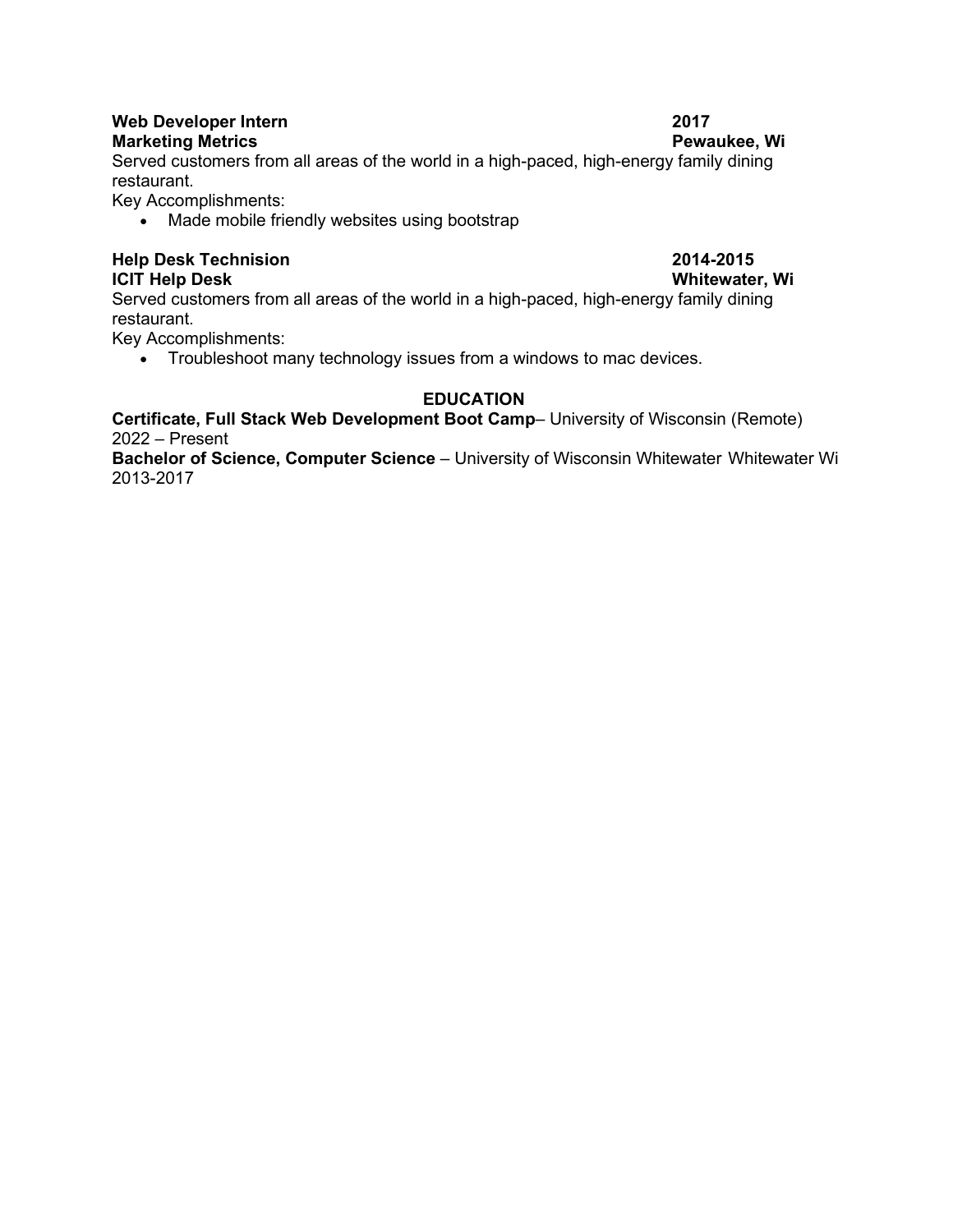**Web Developer Intern** **2017**
**Marketing Metrics** **Pewaukee, Wi**
Served customers from all areas of the world in a high-paced, high-energy family dining restaurant.
Key Accomplishments:

- Made mobile friendly websites using bootstrap

**Help Desk Technision** **2014-2015**
**ICIT Help Desk** **Whitewater, Wi**
Served customers from all areas of the world in a high-paced, high-energy family dining restaurant.
Key Accomplishments:

- Troubleshoot many technology issues from a windows to mac devices.

## EDUCATION

**Certificate, Full Stack Web Development Boot Camp**– University of Wisconsin (Remote)
2022 – Present
**Bachelor of Science, Computer Science** – University of Wisconsin Whitewater Whitewater Wi
2013-2017